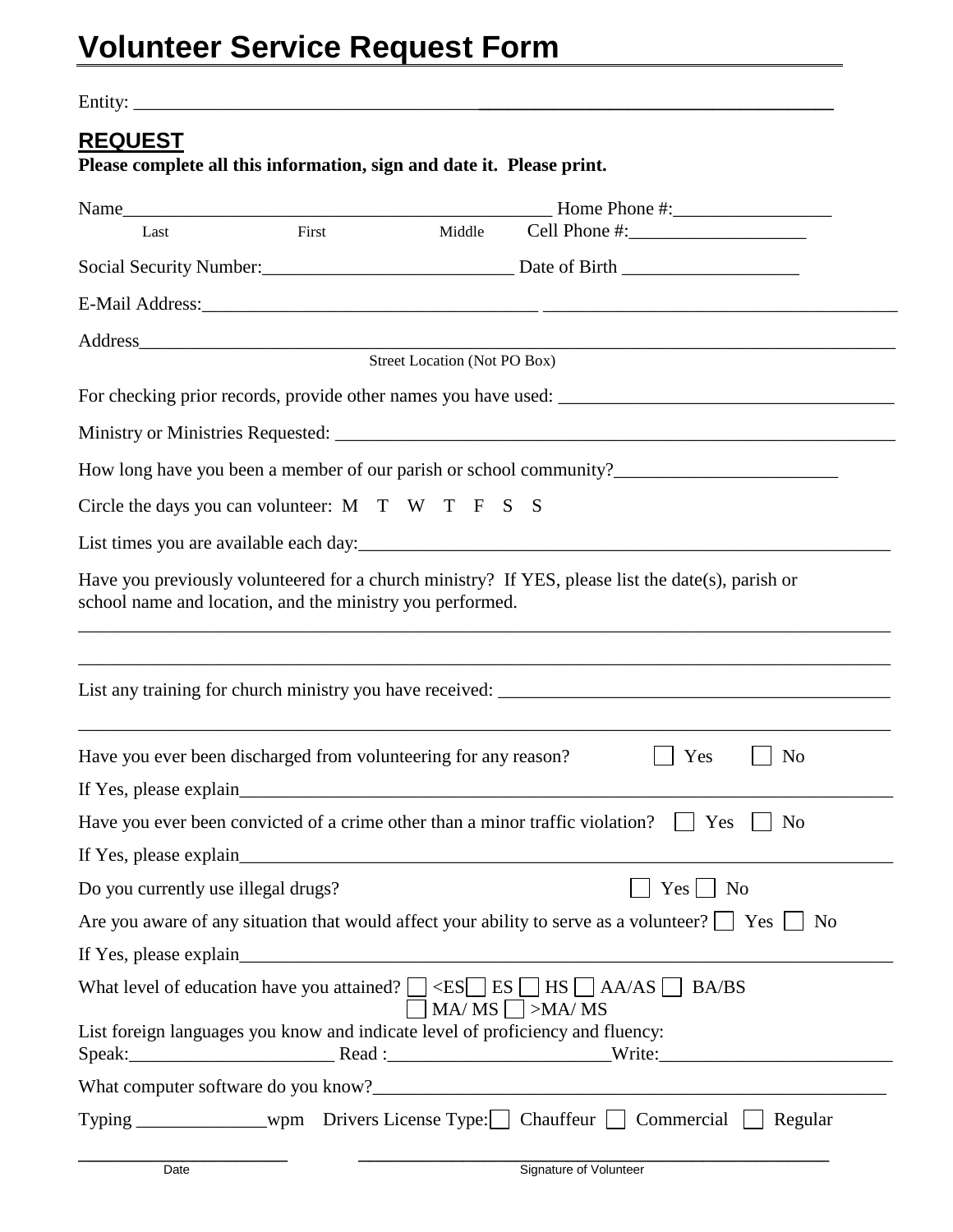# Volunteer Service Request Form

Entity: ______________________________________________________________________

## REQUEST

**Please complete all this information, sign and date it. Please print.**

Name_____________________________________________ Home Phone #:_________________

Last First Middle Cell Phone #:___________________

Social Security Number:___________________________ Date of Birth ___________________

E-Mail Address:____________________________________ ____________________________________

Address______________________________________________________________________________

Street Location (Not PO Box)

For checking prior records, provide other names you have used: ___________________________________

Ministry or Ministries Requested: _____________________________________________________________

How long have you been a member of our parish or school community?________________________

Circle the days you can volunteer: M T W T F S S

List times you are available each day:_______________________________________________________

Have you previously volunteered for a church ministry? If YES, please list the date(s), parish or school name and location, and the ministry you performed.

_____________________________________________________________________________________

_____________________________________________________________________________________

List any training for church ministry you have received: _________________________________________

_____________________________________________________________________________________

Have you ever been discharged from volunteering for any reason? ☐ Yes ☐ No

If Yes, please explain__________________________________________________________________

Have you ever been convicted of a crime other than a minor traffic violation? ☐ Yes ☐ No

If Yes, please explain__________________________________________________________________

Do you currently use illegal drugs? ☐ Yes ☐ No

Are you aware of any situation that would affect your ability to serve as a volunteer? ☐ Yes ☐ No

If Yes, please explain__________________________________________________________________

What level of education have you attained? ☐ <ES ☐ ES ☐ HS ☐ AA/AS ☐ BA/BS ☐ MA/ MS ☐ >MA/ MS

List foreign languages you know and indicate level of proficiency and fluency:
Speak:______________________ Read :________________________Write:_________________________

What computer software do you know?_______________________________________________________

Typing ______________wpm Drivers License Type: ☐ Chauffeur ☐ Commercial ☐ Regular

______________________ ______________________________________________

Date Signature of Volunteer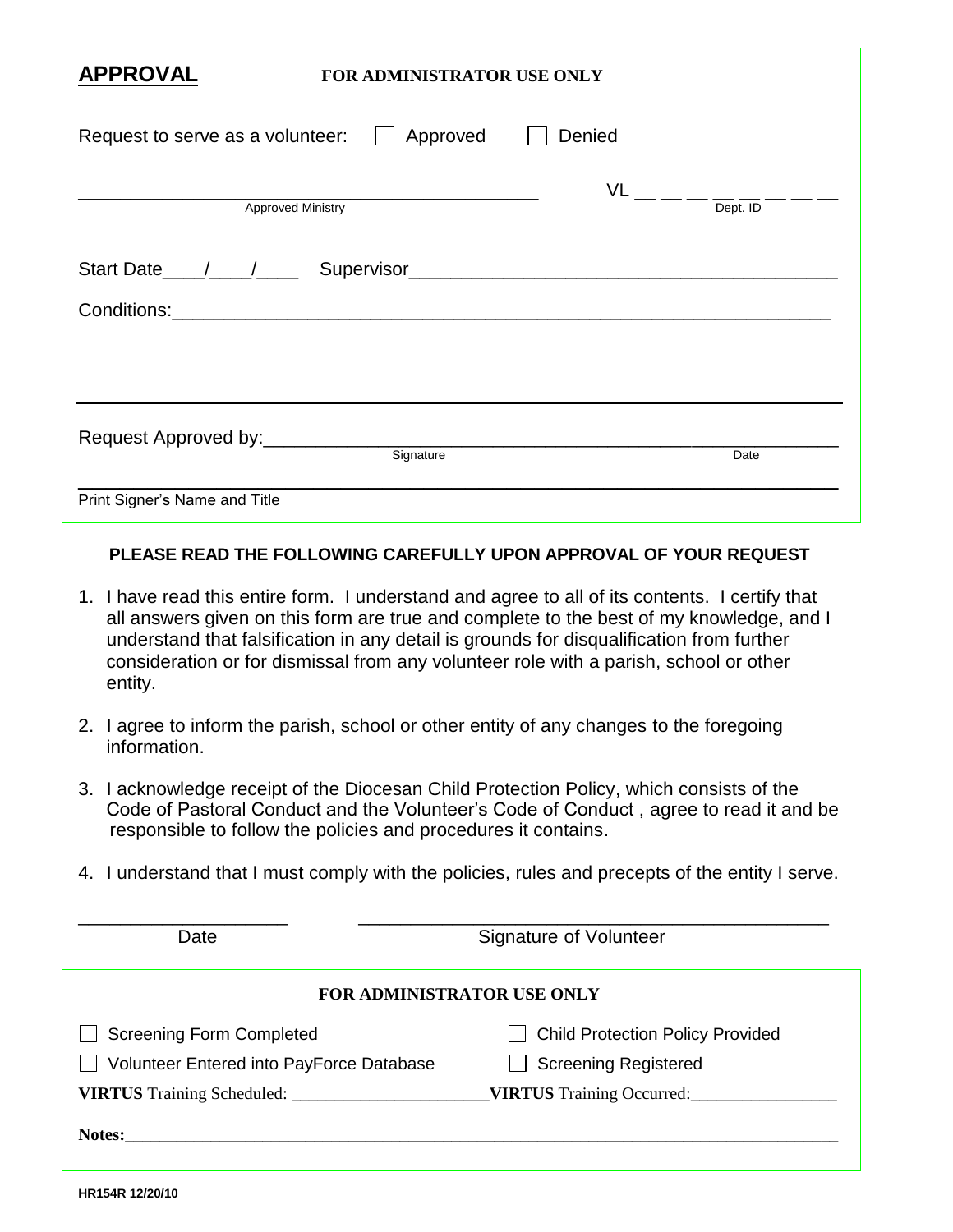## APPROVAL

**FOR ADMINISTRATOR USE ONLY**

Request to serve as a volunteer: ☐ Approved ☐ Denied

_____________________________________________ VL __ __ __ __ __ __ __ __

Approved Ministry Dept. ID

Start Date____/____/____ Supervisor_________________________________________

Conditions:_______________________________________________________________

_________________________________________________________________________

_________________________________________________________________________

Request Approved by:_______________________________________________________

Signature Date

_________________________________________________________________________

Print Signer's Name and Title

**PLEASE READ THE FOLLOWING CAREFULLY UPON APPROVAL OF YOUR REQUEST**

1. I have read this entire form. I understand and agree to all of its contents. I certify that all answers given on this form are true and complete to the best of my knowledge, and I understand that falsification in any detail is grounds for disqualification from further consideration or for dismissal from any volunteer role with a parish, school or other entity.

2. I agree to inform the parish, school or other entity of any changes to the foregoing information.

3. I acknowledge receipt of the Diocesan Child Protection Policy, which consists of the Code of Pastoral Conduct and the Volunteer's Code of Conduct , agree to read it and be responsible to follow the policies and procedures it contains.

4. I understand that I must comply with the policies, rules and precepts of the entity I serve.

____________________ ____________________________________________

Date Signature of Volunteer

**FOR ADMINISTRATOR USE ONLY**

☐ Screening Form Completed ☐ Child Protection Policy Provided

☐ Volunteer Entered into PayForce Database ☐ Screening Registered

**VIRTUS** Training Scheduled: ______________________ **VIRTUS** Training Occurred:________________

**Notes:**_________________________________________________________________

HR154R 12/20/10